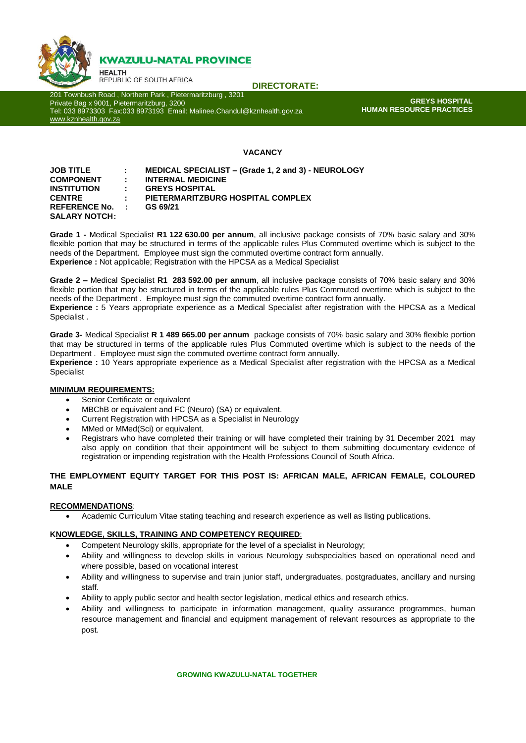**KWAZULU-NATAL PROVINCE**

**HEALTH**
REPUBLIC OF SOUTH AFRICA

**DIRECTORATE:**

201 Townbush Road , Northern Park , Pietermaritzburg , 3201
Private Bag x 9001, Pietermaritzburg, 3200
Tel: 033 8973303 Fax:033 8973193 Email: Malinee.Chandul@kznhealth.gov.za
www.kznhealth.gov.za

**GREYS HOSPITAL**
**HUMAN RESOURCE PRACTICES**

## VACANCY

**JOB TITLE** : **MEDICAL SPECIALIST – (Grade 1, 2 and 3) - NEUROLOGY**
**COMPONENT** : **INTERNAL MEDICINE**
**INSTITUTION** : **GREYS HOSPITAL**
**CENTRE** : **PIETERMARITZBURG HOSPITAL COMPLEX**
**REFERENCE No.** : **GS 69/21**
**SALARY NOTCH:**

**Grade 1 -** Medical Specialist **R1 122 630.00 per annum**, all inclusive package consists of 70% basic salary and 30% flexible portion that may be structured in terms of the applicable rules Plus Commuted overtime which is subject to the needs of the Department. Employee must sign the commuted overtime contract form annually.
**Experience :** Not applicable; Registration with the HPCSA as a Medical Specialist

**Grade 2 –** Medical Specialist **R1 283 592.00 per annum**, all inclusive package consists of 70% basic salary and 30% flexible portion that may be structured in terms of the applicable rules Plus Commuted overtime which is subject to the needs of the Department . Employee must sign the commuted overtime contract form annually.
**Experience :** 5 Years appropriate experience as a Medical Specialist after registration with the HPCSA as a Medical Specialist .

**Grade 3-** Medical Specialist **R 1 489 665.00 per annum** package consists of 70% basic salary and 30% flexible portion that may be structured in terms of the applicable rules Plus Commuted overtime which is subject to the needs of the Department . Employee must sign the commuted overtime contract form annually.
**Experience :** 10 Years appropriate experience as a Medical Specialist after registration with the HPCSA as a Medical Specialist

**MINIMUM REQUIREMENTS:**

- Senior Certificate or equivalent
- MBChB or equivalent and FC (Neuro) (SA) or equivalent.
- Current Registration with HPCSA as a Specialist in Neurology
- MMed or MMed(Sci) or equivalent.
- Registrars who have completed their training or will have completed their training by 31 December 2021 may also apply on condition that their appointment will be subject to them submitting documentary evidence of registration or impending registration with the Health Professions Council of South Africa.

**THE EMPLOYMENT EQUITY TARGET FOR THIS POST IS: AFRICAN MALE, AFRICAN FEMALE, COLOURED MALE**

**RECOMMENDATIONS**:

- Academic Curriculum Vitae stating teaching and research experience as well as listing publications.

**KNOWLEDGE, SKILLS, TRAINING AND COMPETENCY REQUIRED**:

- Competent Neurology skills, appropriate for the level of a specialist in Neurology;
- Ability and willingness to develop skills in various Neurology subspecialties based on operational need and where possible, based on vocational interest
- Ability and willingness to supervise and train junior staff, undergraduates, postgraduates, ancillary and nursing staff.
- Ability to apply public sector and health sector legislation, medical ethics and research ethics.
- Ability and willingness to participate in information management, quality assurance programmes, human resource management and financial and equipment management of relevant resources as appropriate to the post.

**GROWING KWAZULU-NATAL TOGETHER**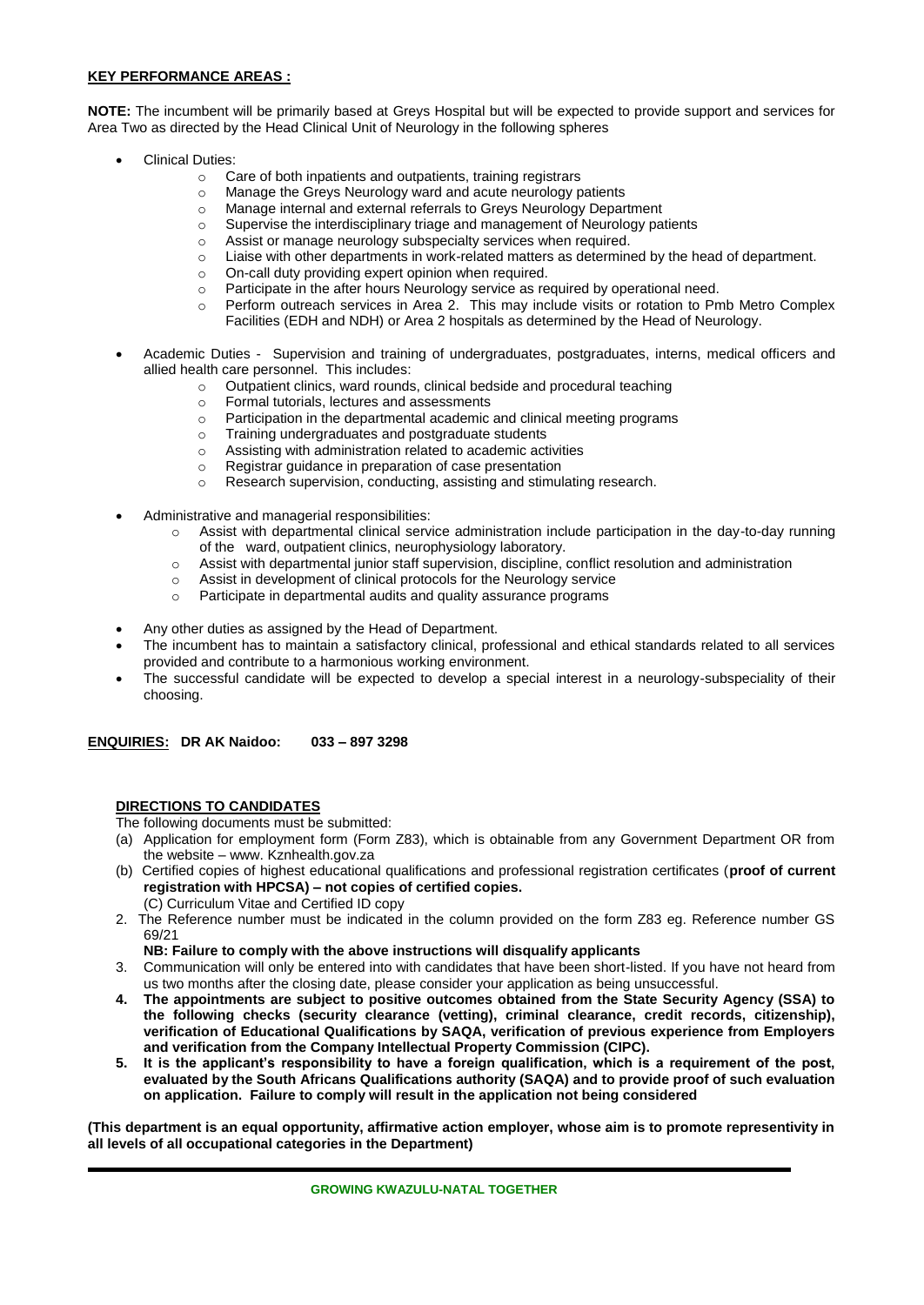**KEY PERFORMANCE AREAS :**

**NOTE:** The incumbent will be primarily based at Greys Hospital but will be expected to provide support and services for Area Two as directed by the Head Clinical Unit of Neurology in the following spheres

- Clinical Duties:
  - Care of both inpatients and outpatients, training registrars
  - Manage the Greys Neurology ward and acute neurology patients
  - Manage internal and external referrals to Greys Neurology Department
  - Supervise the interdisciplinary triage and management of Neurology patients
  - Assist or manage neurology subspecialty services when required.
  - Liaise with other departments in work-related matters as determined by the head of department.
  - On-call duty providing expert opinion when required.
  - Participate in the after hours Neurology service as required by operational need.
  - Perform outreach services in Area 2. This may include visits or rotation to Pmb Metro Complex Facilities (EDH and NDH) or Area 2 hospitals as determined by the Head of Neurology.
- Academic Duties - Supervision and training of undergraduates, postgraduates, interns, medical officers and allied health care personnel. This includes:
  - Outpatient clinics, ward rounds, clinical bedside and procedural teaching
  - Formal tutorials, lectures and assessments
  - Participation in the departmental academic and clinical meeting programs
  - Training undergraduates and postgraduate students
  - Assisting with administration related to academic activities
  - Registrar guidance in preparation of case presentation
  - Research supervision, conducting, assisting and stimulating research.
- Administrative and managerial responsibilities:
  - Assist with departmental clinical service administration include participation in the day-to-day running of the ward, outpatient clinics, neurophysiology laboratory.
  - Assist with departmental junior staff supervision, discipline, conflict resolution and administration
  - Assist in development of clinical protocols for the Neurology service
  - Participate in departmental audits and quality assurance programs
- Any other duties as assigned by the Head of Department.
- The incumbent has to maintain a satisfactory clinical, professional and ethical standards related to all services provided and contribute to a harmonious working environment.
- The successful candidate will be expected to develop a special interest in a neurology-subspeciality of their choosing.

**ENQUIRIES: DR AK Naidoo: 033 – 897 3298**

**DIRECTIONS TO CANDIDATES**

The following documents must be submitted:

(a) Application for employment form (Form Z83), which is obtainable from any Government Department OR from the website – www. Kznhealth.gov.za

(b) Certified copies of highest educational qualifications and professional registration certificates (**proof of current registration with HPCSA) – not copies of certified copies.**

(C) Curriculum Vitae and Certified ID copy

2. The Reference number must be indicated in the column provided on the form Z83 eg. Reference number GS 69/21

   **NB: Failure to comply with the above instructions will disqualify applicants**

3. Communication will only be entered into with candidates that have been short-listed. If you have not heard from us two months after the closing date, please consider your application as being unsuccessful.
4. **The appointments are subject to positive outcomes obtained from the State Security Agency (SSA) to the following checks (security clearance (vetting), criminal clearance, credit records, citizenship), verification of Educational Qualifications by SAQA, verification of previous experience from Employers and verification from the Company Intellectual Property Commission (CIPC).**
5. **It is the applicant's responsibility to have a foreign qualification, which is a requirement of the post, evaluated by the South Africans Qualifications authority (SAQA) and to provide proof of such evaluation on application. Failure to comply will result in the application not being considered**

**(This department is an equal opportunity, affirmative action employer, whose aim is to promote representivity in all levels of all occupational categories in the Department)**

**GROWING KWAZULU-NATAL TOGETHER**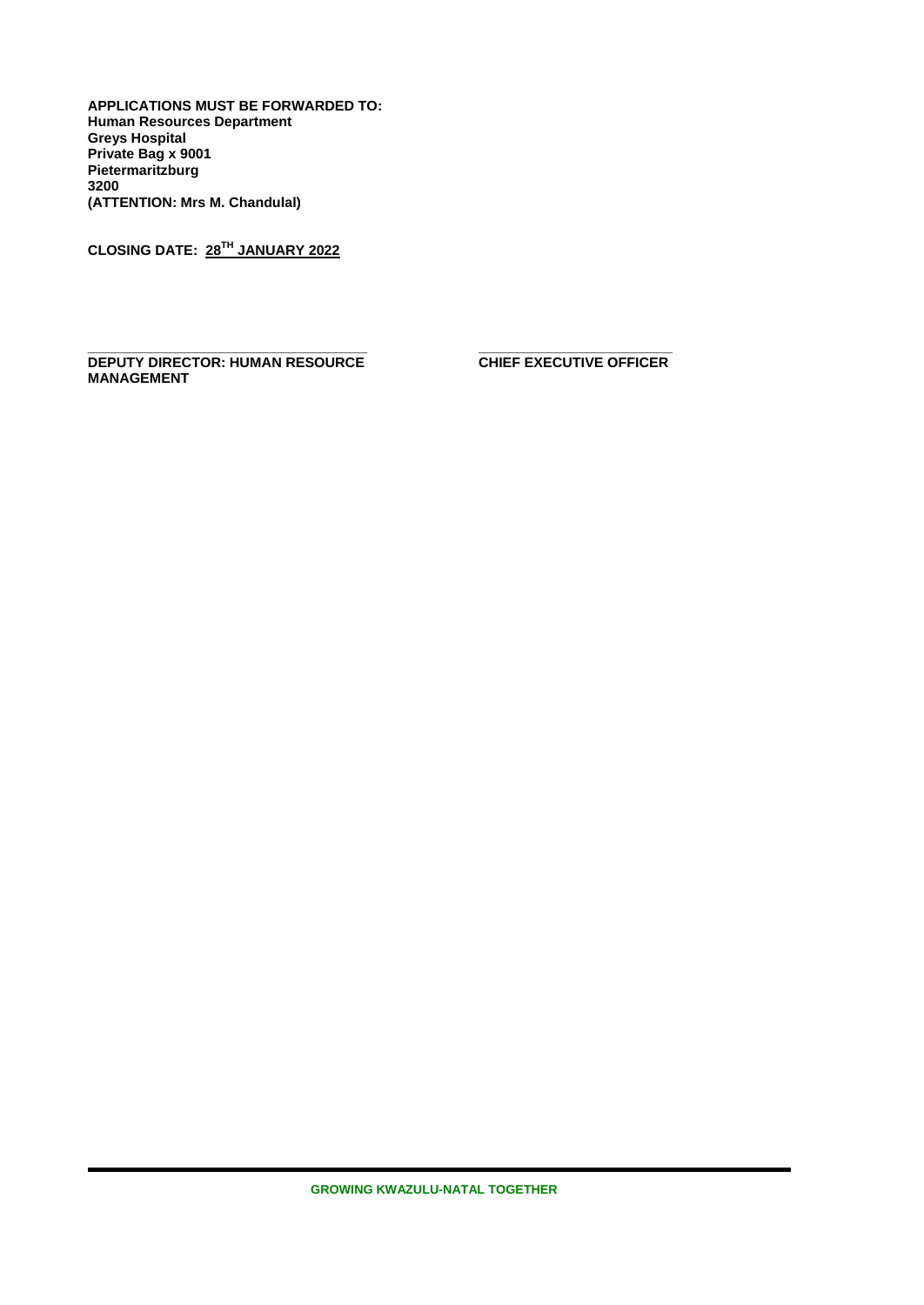**APPLICATIONS MUST BE FORWARDED TO:**
**Human Resources Department**
**Greys Hospital**
**Private Bag x 9001**
**Pietermaritzburg**
**3200**
**(ATTENTION: Mrs M. Chandulal)**

**CLOSING DATE: 28TH JANUARY 2022**

| | |
|---|---|
| **DEPUTY DIRECTOR: HUMAN RESOURCE MANAGEMENT** | **CHIEF EXECUTIVE OFFICER** |

**GROWING KWAZULU-NATAL TOGETHER**